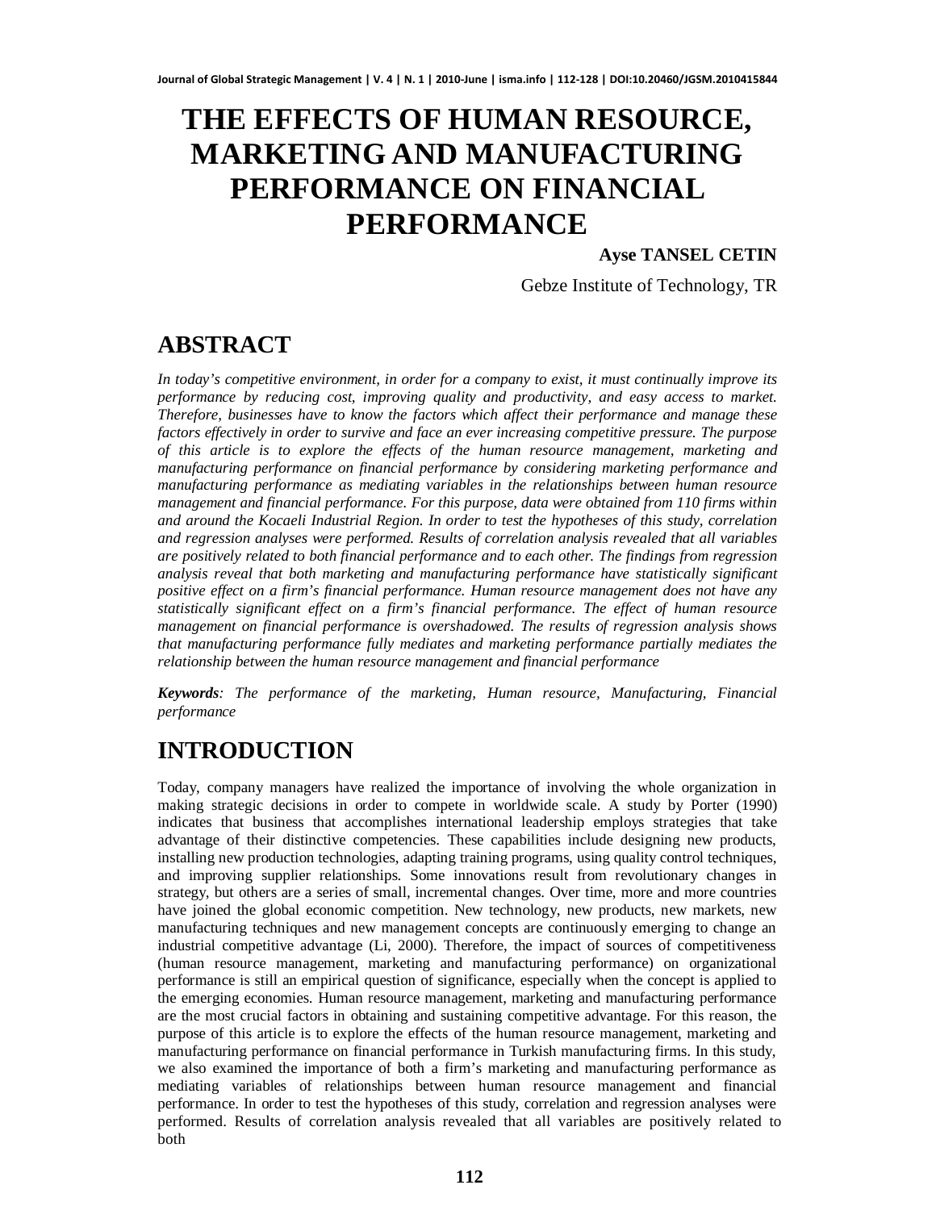# THE EFFECTS OF HUMAN RESOURCE, MARKETING AND MANUFACTURING PERFORMANCE ON FINANCIAL PERFORMANCE

**Ayse TANSEL CETIN**

Gebze Institute of Technology, TR

## ABSTRACT

*In today's competitive environment, in order for a company to exist, it must continually improve its performance by reducing cost, improving quality and productivity, and easy access to market. Therefore, businesses have to know the factors which affect their performance and manage these factors effectively in order to survive and face an ever increasing competitive pressure. The purpose of this article is to explore the effects of the human resource management, marketing and manufacturing performance on financial performance by considering marketing performance and manufacturing performance as mediating variables in the relationships between human resource management and financial performance. For this purpose, data were obtained from 110 firms within and around the Kocaeli Industrial Region. In order to test the hypotheses of this study, correlation and regression analyses were performed. Results of correlation analysis revealed that all variables are positively related to both financial performance and to each other. The findings from regression analysis reveal that both marketing and manufacturing performance have statistically significant positive effect on a firm's financial performance. Human resource management does not have any statistically significant effect on a firm's financial performance. The effect of human resource management on financial performance is overshadowed. The results of regression analysis shows that manufacturing performance fully mediates and marketing performance partially mediates the relationship between the human resource management and financial performance*

***Keywords**: The performance of the marketing, Human resource, Manufacturing, Financial performance*

## INTRODUCTION

Today, company managers have realized the importance of involving the whole organization in making strategic decisions in order to compete in worldwide scale. A study by Porter (1990) indicates that business that accomplishes international leadership employs strategies that take advantage of their distinctive competencies. These capabilities include designing new products, installing new production technologies, adapting training programs, using quality control techniques, and improving supplier relationships. Some innovations result from revolutionary changes in strategy, but others are a series of small, incremental changes. Over time, more and more countries have joined the global economic competition. New technology, new products, new markets, new manufacturing techniques and new management concepts are continuously emerging to change an industrial competitive advantage (Li, 2000). Therefore, the impact of sources of competitiveness (human resource management, marketing and manufacturing performance) on organizational performance is still an empirical question of significance, especially when the concept is applied to the emerging economies. Human resource management, marketing and manufacturing performance are the most crucial factors in obtaining and sustaining competitive advantage. For this reason, the purpose of this article is to explore the effects of the human resource management, marketing and manufacturing performance on financial performance in Turkish manufacturing firms. In this study, we also examined the importance of both a firm's marketing and manufacturing performance as mediating variables of relationships between human resource management and financial performance. In order to test the hypotheses of this study, correlation and regression analyses were performed. Results of correlation analysis revealed that all variables are positively related to both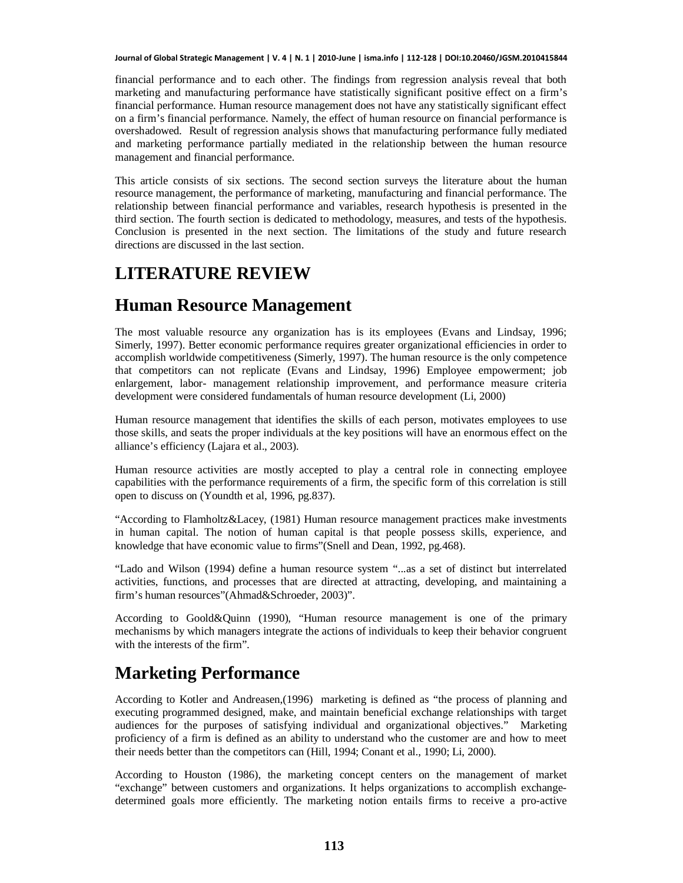financial performance and to each other. The findings from regression analysis reveal that both marketing and manufacturing performance have statistically significant positive effect on a firm's financial performance. Human resource management does not have any statistically significant effect on a firm's financial performance. Namely, the effect of human resource on financial performance is overshadowed. Result of regression analysis shows that manufacturing performance fully mediated and marketing performance partially mediated in the relationship between the human resource management and financial performance.

This article consists of six sections. The second section surveys the literature about the human resource management, the performance of marketing, manufacturing and financial performance. The relationship between financial performance and variables, research hypothesis is presented in the third section. The fourth section is dedicated to methodology, measures, and tests of the hypothesis. Conclusion is presented in the next section. The limitations of the study and future research directions are discussed in the last section.

# LITERATURE REVIEW

## Human Resource Management

The most valuable resource any organization has is its employees (Evans and Lindsay, 1996; Simerly, 1997). Better economic performance requires greater organizational efficiencies in order to accomplish worldwide competitiveness (Simerly, 1997). The human resource is the only competence that competitors can not replicate (Evans and Lindsay, 1996) Employee empowerment; job enlargement, labor- management relationship improvement, and performance measure criteria development were considered fundamentals of human resource development (Li, 2000)

Human resource management that identifies the skills of each person, motivates employees to use those skills, and seats the proper individuals at the key positions will have an enormous effect on the alliance's efficiency (Lajara et al., 2003).

Human resource activities are mostly accepted to play a central role in connecting employee capabilities with the performance requirements of a firm, the specific form of this correlation is still open to discuss on (Youndth et al, 1996, pg.837).

"According to Flamholtz&Lacey, (1981) Human resource management practices make investments in human capital. The notion of human capital is that people possess skills, experience, and knowledge that have economic value to firms"(Snell and Dean, 1992, pg.468).

"Lado and Wilson (1994) define a human resource system "...as a set of distinct but interrelated activities, functions, and processes that are directed at attracting, developing, and maintaining a firm's human resources"(Ahmad&Schroeder, 2003)".

According to Goold&Quinn (1990), "Human resource management is one of the primary mechanisms by which managers integrate the actions of individuals to keep their behavior congruent with the interests of the firm".

## Marketing Performance

According to Kotler and Andreasen,(1996) marketing is defined as "the process of planning and executing programmed designed, make, and maintain beneficial exchange relationships with target audiences for the purposes of satisfying individual and organizational objectives." Marketing proficiency of a firm is defined as an ability to understand who the customer are and how to meet their needs better than the competitors can (Hill, 1994; Conant et al., 1990; Li, 2000).

According to Houston (1986), the marketing concept centers on the management of market "exchange" between customers and organizations. It helps organizations to accomplish exchange-determined goals more efficiently. The marketing notion entails firms to receive a pro-active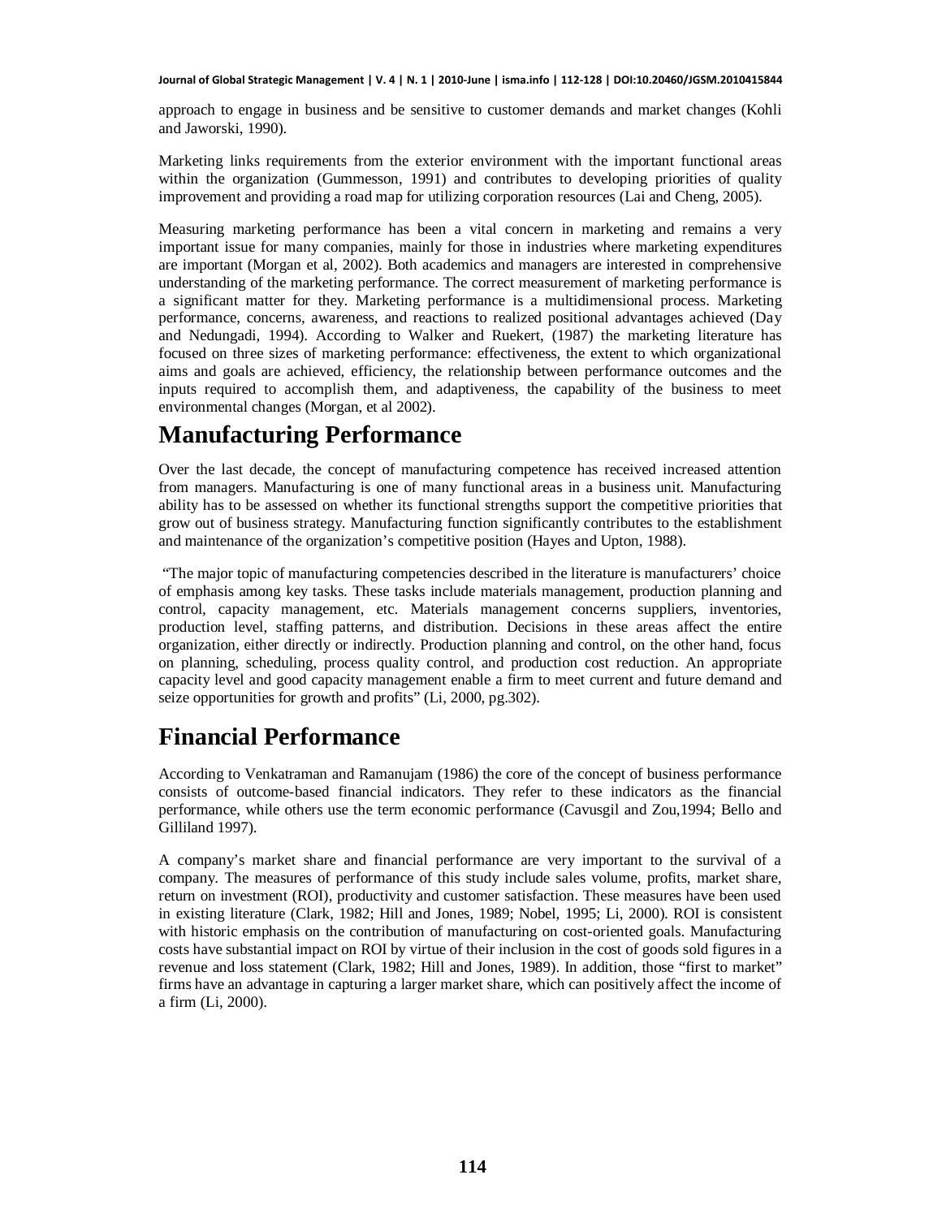approach to engage in business and be sensitive to customer demands and market changes (Kohli and Jaworski, 1990).

Marketing links requirements from the exterior environment with the important functional areas within the organization (Gummesson, 1991) and contributes to developing priorities of quality improvement and providing a road map for utilizing corporation resources (Lai and Cheng, 2005).

Measuring marketing performance has been a vital concern in marketing and remains a very important issue for many companies, mainly for those in industries where marketing expenditures are important (Morgan et al, 2002). Both academics and managers are interested in comprehensive understanding of the marketing performance. The correct measurement of marketing performance is a significant matter for they. Marketing performance is a multidimensional process. Marketing performance, concerns, awareness, and reactions to realized positional advantages achieved (Day and Nedungadi, 1994). According to Walker and Ruekert, (1987) the marketing literature has focused on three sizes of marketing performance: effectiveness, the extent to which organizational aims and goals are achieved, efficiency, the relationship between performance outcomes and the inputs required to accomplish them, and adaptiveness, the capability of the business to meet environmental changes (Morgan, et al 2002).

## Manufacturing Performance

Over the last decade, the concept of manufacturing competence has received increased attention from managers. Manufacturing is one of many functional areas in a business unit. Manufacturing ability has to be assessed on whether its functional strengths support the competitive priorities that grow out of business strategy. Manufacturing function significantly contributes to the establishment and maintenance of the organization's competitive position (Hayes and Upton, 1988).

"The major topic of manufacturing competencies described in the literature is manufacturers' choice of emphasis among key tasks. These tasks include materials management, production planning and control, capacity management, etc. Materials management concerns suppliers, inventories, production level, staffing patterns, and distribution. Decisions in these areas affect the entire organization, either directly or indirectly. Production planning and control, on the other hand, focus on planning, scheduling, process quality control, and production cost reduction. An appropriate capacity level and good capacity management enable a firm to meet current and future demand and seize opportunities for growth and profits" (Li, 2000, pg.302).

## Financial Performance

According to Venkatraman and Ramanujam (1986) the core of the concept of business performance consists of outcome-based financial indicators. They refer to these indicators as the financial performance, while others use the term economic performance (Cavusgil and Zou,1994; Bello and Gilliland 1997).

A company's market share and financial performance are very important to the survival of a company. The measures of performance of this study include sales volume, profits, market share, return on investment (ROI), productivity and customer satisfaction. These measures have been used in existing literature (Clark, 1982; Hill and Jones, 1989; Nobel, 1995; Li, 2000). ROI is consistent with historic emphasis on the contribution of manufacturing on cost-oriented goals. Manufacturing costs have substantial impact on ROI by virtue of their inclusion in the cost of goods sold figures in a revenue and loss statement (Clark, 1982; Hill and Jones, 1989). In addition, those "first to market" firms have an advantage in capturing a larger market share, which can positively affect the income of a firm (Li, 2000).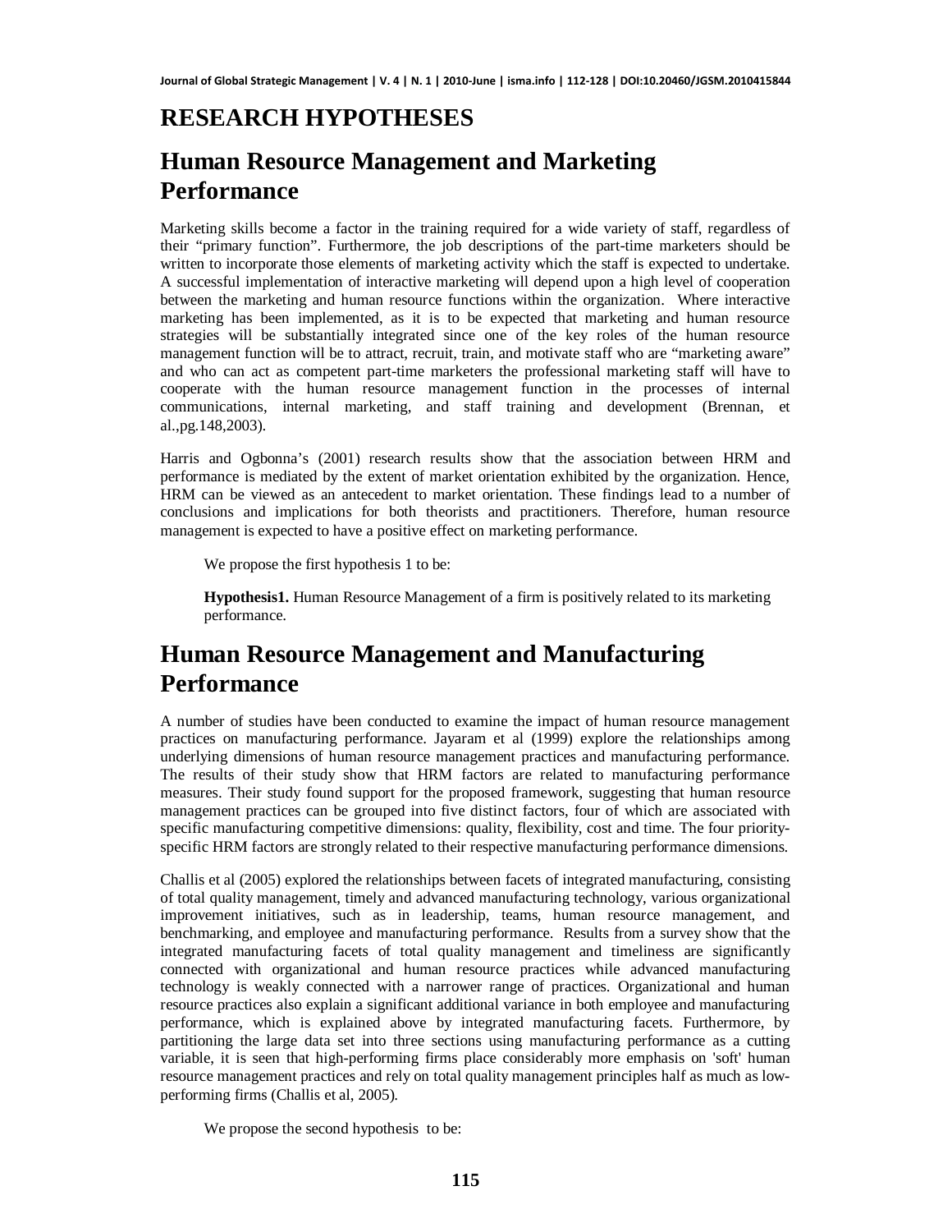# RESEARCH HYPOTHESES

## Human Resource Management and Marketing Performance

Marketing skills become a factor in the training required for a wide variety of staff, regardless of their "primary function". Furthermore, the job descriptions of the part-time marketers should be written to incorporate those elements of marketing activity which the staff is expected to undertake. A successful implementation of interactive marketing will depend upon a high level of cooperation between the marketing and human resource functions within the organization. Where interactive marketing has been implemented, as it is to be expected that marketing and human resource strategies will be substantially integrated since one of the key roles of the human resource management function will be to attract, recruit, train, and motivate staff who are "marketing aware" and who can act as competent part-time marketers the professional marketing staff will have to cooperate with the human resource management function in the processes of internal communications, internal marketing, and staff training and development (Brennan, et al.,pg.148,2003).

Harris and Ogbonna's (2001) research results show that the association between HRM and performance is mediated by the extent of market orientation exhibited by the organization. Hence, HRM can be viewed as an antecedent to market orientation. These findings lead to a number of conclusions and implications for both theorists and practitioners. Therefore, human resource management is expected to have a positive effect on marketing performance.

We propose the first hypothesis 1 to be:

**Hypothesis1.** Human Resource Management of a firm is positively related to its marketing performance.

## Human Resource Management and Manufacturing Performance

A number of studies have been conducted to examine the impact of human resource management practices on manufacturing performance. Jayaram et al (1999) explore the relationships among underlying dimensions of human resource management practices and manufacturing performance. The results of their study show that HRM factors are related to manufacturing performance measures. Their study found support for the proposed framework, suggesting that human resource management practices can be grouped into five distinct factors, four of which are associated with specific manufacturing competitive dimensions: quality, flexibility, cost and time. The four priority-specific HRM factors are strongly related to their respective manufacturing performance dimensions.

Challis et al (2005) explored the relationships between facets of integrated manufacturing, consisting of total quality management, timely and advanced manufacturing technology, various organizational improvement initiatives, such as in leadership, teams, human resource management, and benchmarking, and employee and manufacturing performance. Results from a survey show that the integrated manufacturing facets of total quality management and timeliness are significantly connected with organizational and human resource practices while advanced manufacturing technology is weakly connected with a narrower range of practices. Organizational and human resource practices also explain a significant additional variance in both employee and manufacturing performance, which is explained above by integrated manufacturing facets. Furthermore, by partitioning the large data set into three sections using manufacturing performance as a cutting variable, it is seen that high-performing firms place considerably more emphasis on 'soft' human resource management practices and rely on total quality management principles half as much as low-performing firms (Challis et al, 2005).

We propose the second hypothesis to be: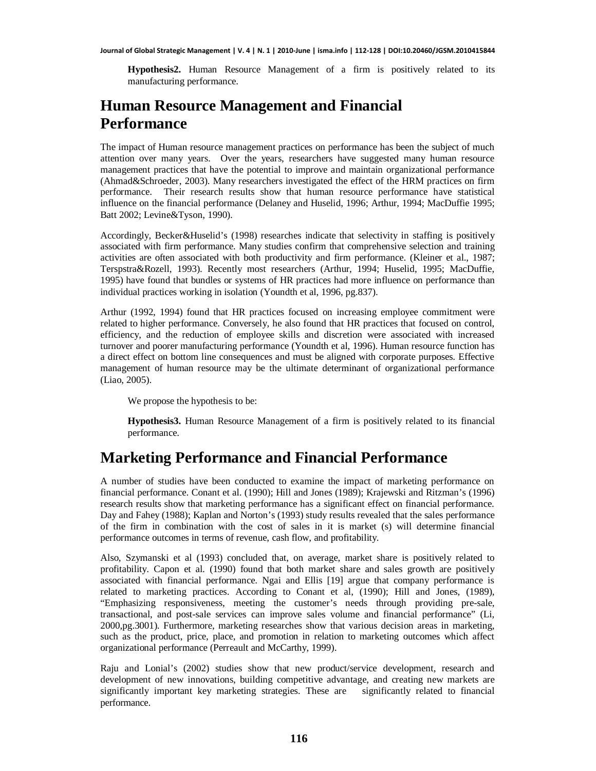**Hypothesis2.** Human Resource Management of a firm is positively related to its manufacturing performance.

## Human Resource Management and Financial Performance

The impact of Human resource management practices on performance has been the subject of much attention over many years. Over the years, researchers have suggested many human resource management practices that have the potential to improve and maintain organizational performance (Ahmad&Schroeder, 2003). Many researchers investigated the effect of the HRM practices on firm performance. Their research results show that human resource performance have statistical influence on the financial performance (Delaney and Huselid, 1996; Arthur, 1994; MacDuffie 1995; Batt 2002; Levine&Tyson, 1990).

Accordingly, Becker&Huselid's (1998) researches indicate that selectivity in staffing is positively associated with firm performance. Many studies confirm that comprehensive selection and training activities are often associated with both productivity and firm performance. (Kleiner et al., 1987; Terspstra&Rozell, 1993). Recently most researchers (Arthur, 1994; Huselid, 1995; MacDuffie, 1995) have found that bundles or systems of HR practices had more influence on performance than individual practices working in isolation (Youndth et al, 1996, pg.837).

Arthur (1992, 1994) found that HR practices focused on increasing employee commitment were related to higher performance. Conversely, he also found that HR practices that focused on control, efficiency, and the reduction of employee skills and discretion were associated with increased turnover and poorer manufacturing performance (Youndth et al, 1996). Human resource function has a direct effect on bottom line consequences and must be aligned with corporate purposes. Effective management of human resource may be the ultimate determinant of organizational performance (Liao, 2005).

We propose the hypothesis to be:

**Hypothesis3.** Human Resource Management of a firm is positively related to its financial performance.

## Marketing Performance and Financial Performance

A number of studies have been conducted to examine the impact of marketing performance on financial performance. Conant et al. (1990); Hill and Jones (1989); Krajewski and Ritzman's (1996) research results show that marketing performance has a significant effect on financial performance. Day and Fahey (1988); Kaplan and Norton's (1993) study results revealed that the sales performance of the firm in combination with the cost of sales in it is market (s) will determine financial performance outcomes in terms of revenue, cash flow, and profitability.

Also, Szymanski et al (1993) concluded that, on average, market share is positively related to profitability. Capon et al. (1990) found that both market share and sales growth are positively associated with financial performance. Ngai and Ellis [19] argue that company performance is related to marketing practices. According to Conant et al, (1990); Hill and Jones, (1989), "Emphasizing responsiveness, meeting the customer's needs through providing pre-sale, transactional, and post-sale services can improve sales volume and financial performance" (Li, 2000,pg.3001). Furthermore, marketing researches show that various decision areas in marketing, such as the product, price, place, and promotion in relation to marketing outcomes which affect organizational performance (Perreault and McCarthy, 1999).

Raju and Lonial's (2002) studies show that new product/service development, research and development of new innovations, building competitive advantage, and creating new markets are significantly important key marketing strategies. These are significantly related to financial performance.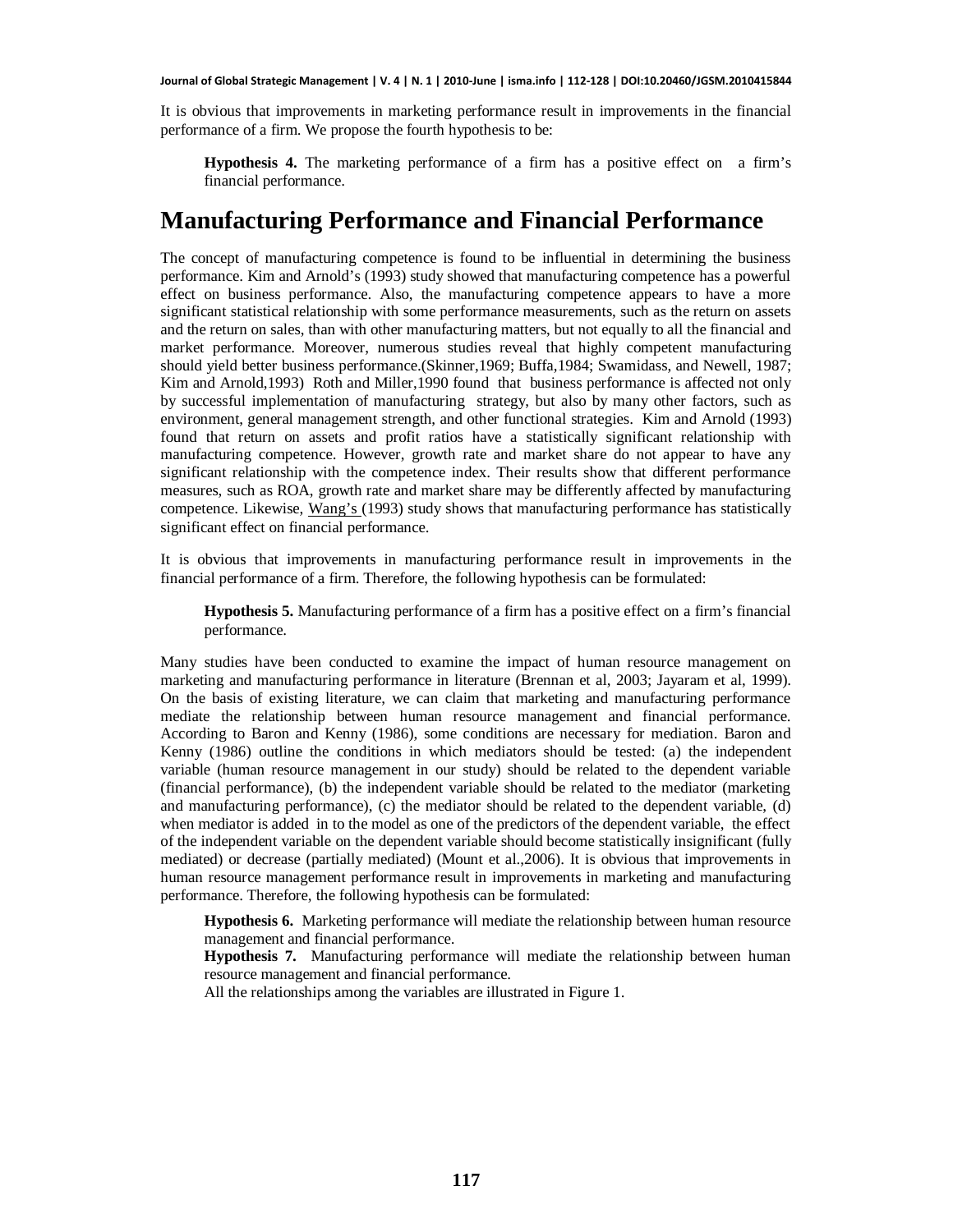It is obvious that improvements in marketing performance result in improvements in the financial performance of a firm. We propose the fourth hypothesis to be:

> **Hypothesis 4.** The marketing performance of a firm has a positive effect on a firm's financial performance.

## Manufacturing Performance and Financial Performance

The concept of manufacturing competence is found to be influential in determining the business performance. Kim and Arnold's (1993) study showed that manufacturing competence has a powerful effect on business performance. Also, the manufacturing competence appears to have a more significant statistical relationship with some performance measurements, such as the return on assets and the return on sales, than with other manufacturing matters, but not equally to all the financial and market performance. Moreover, numerous studies reveal that highly competent manufacturing should yield better business performance.(Skinner,1969; Buffa,1984; Swamidass, and Newell, 1987; Kim and Arnold,1993) Roth and Miller,1990 found that business performance is affected not only by successful implementation of manufacturing strategy, but also by many other factors, such as environment, general management strength, and other functional strategies. Kim and Arnold (1993) found that return on assets and profit ratios have a statistically significant relationship with manufacturing competence. However, growth rate and market share do not appear to have any significant relationship with the competence index. Their results show that different performance measures, such as ROA, growth rate and market share may be differently affected by manufacturing competence. Likewise, Wang's (1993) study shows that manufacturing performance has statistically significant effect on financial performance.

It is obvious that improvements in manufacturing performance result in improvements in the financial performance of a firm. Therefore, the following hypothesis can be formulated:

> **Hypothesis 5.** Manufacturing performance of a firm has a positive effect on a firm's financial performance.

Many studies have been conducted to examine the impact of human resource management on marketing and manufacturing performance in literature (Brennan et al, 2003; Jayaram et al, 1999). On the basis of existing literature, we can claim that marketing and manufacturing performance mediate the relationship between human resource management and financial performance. According to Baron and Kenny (1986), some conditions are necessary for mediation. Baron and Kenny (1986) outline the conditions in which mediators should be tested: (a) the independent variable (human resource management in our study) should be related to the dependent variable (financial performance), (b) the independent variable should be related to the mediator (marketing and manufacturing performance), (c) the mediator should be related to the dependent variable, (d) when mediator is added in to the model as one of the predictors of the dependent variable, the effect of the independent variable on the dependent variable should become statistically insignificant (fully mediated) or decrease (partially mediated) (Mount et al.,2006). It is obvious that improvements in human resource management performance result in improvements in marketing and manufacturing performance. Therefore, the following hypothesis can be formulated:

> **Hypothesis 6.** Marketing performance will mediate the relationship between human resource management and financial performance.
>
> **Hypothesis 7.** Manufacturing performance will mediate the relationship between human resource management and financial performance.
>
> All the relationships among the variables are illustrated in Figure 1.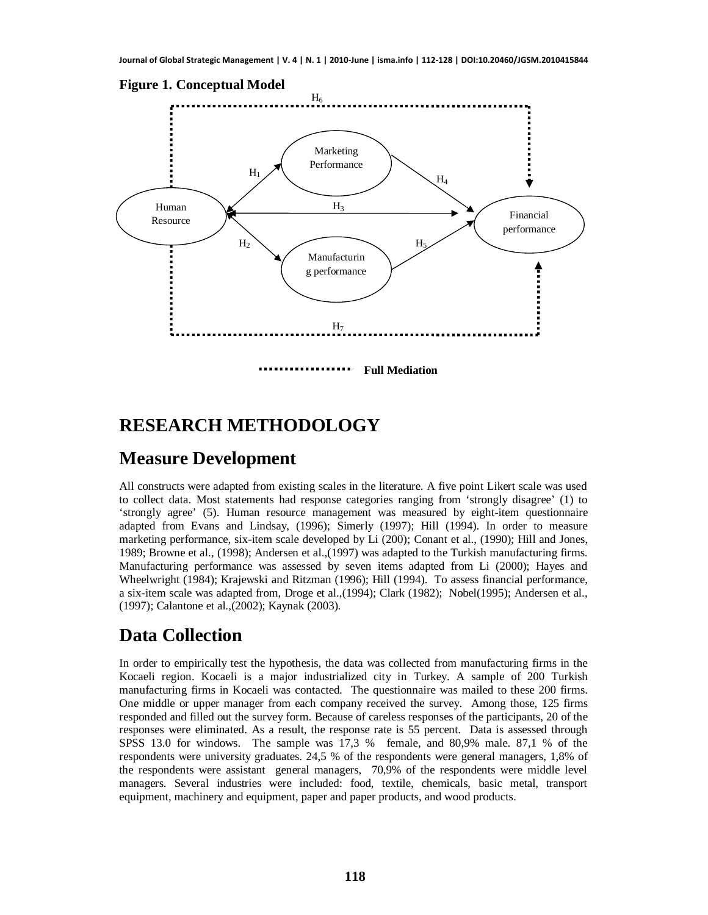**Figure 1. Conceptual Model**

# RESEARCH METHODOLOGY

## Measure Development

All constructs were adapted from existing scales in the literature. A five point Likert scale was used to collect data. Most statements had response categories ranging from 'strongly disagree' (1) to 'strongly agree' (5). Human resource management was measured by eight-item questionnaire adapted from Evans and Lindsay, (1996); Simerly (1997); Hill (1994). In order to measure marketing performance, six-item scale developed by Li (200); Conant et al., (1990); Hill and Jones, 1989; Browne et al., (1998); Andersen et al.,(1997) was adapted to the Turkish manufacturing firms. Manufacturing performance was assessed by seven items adapted from Li (2000); Hayes and Wheelwright (1984); Krajewski and Ritzman (1996); Hill (1994). To assess financial performance, a six-item scale was adapted from, Droge et al.,(1994); Clark (1982); Nobel(1995); Andersen et al., (1997); Calantone et al.,(2002); Kaynak (2003).

## Data Collection

In order to empirically test the hypothesis, the data was collected from manufacturing firms in the Kocaeli region. Kocaeli is a major industrialized city in Turkey. A sample of 200 Turkish manufacturing firms in Kocaeli was contacted. The questionnaire was mailed to these 200 firms. One middle or upper manager from each company received the survey. Among those, 125 firms responded and filled out the survey form. Because of careless responses of the participants, 20 of the responses were eliminated. As a result, the response rate is 55 percent. Data is assessed through SPSS 13.0 for windows. The sample was 17,3 % female, and 80,9% male. 87,1 % of the respondents were university graduates. 24,5 % of the respondents were general managers, 1,8% of the respondents were assistant general managers, 70,9% of the respondents were middle level managers. Several industries were included: food, textile, chemicals, basic metal, transport equipment, machinery and equipment, paper and paper products, and wood products.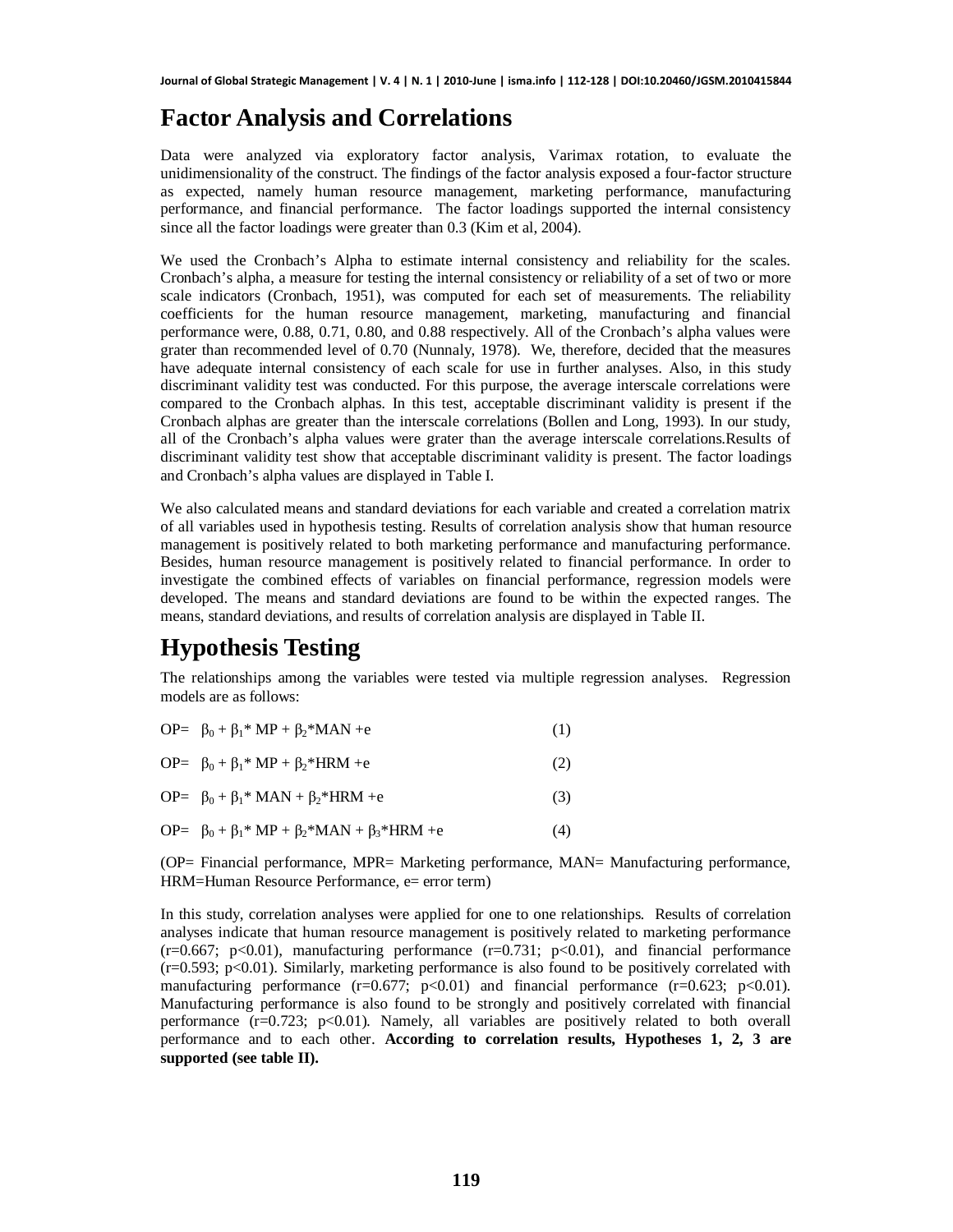# Factor Analysis and Correlations

Data were analyzed via exploratory factor analysis, Varimax rotation, to evaluate the unidimensionality of the construct. The findings of the factor analysis exposed a four-factor structure as expected, namely human resource management, marketing performance, manufacturing performance, and financial performance. The factor loadings supported the internal consistency since all the factor loadings were greater than 0.3 (Kim et al, 2004).

We used the Cronbach's Alpha to estimate internal consistency and reliability for the scales. Cronbach's alpha, a measure for testing the internal consistency or reliability of a set of two or more scale indicators (Cronbach, 1951), was computed for each set of measurements. The reliability coefficients for the human resource management, marketing, manufacturing and financial performance were, 0.88, 0.71, 0.80, and 0.88 respectively. All of the Cronbach's alpha values were grater than recommended level of 0.70 (Nunnaly, 1978). We, therefore, decided that the measures have adequate internal consistency of each scale for use in further analyses. Also, in this study discriminant validity test was conducted. For this purpose, the average interscale correlations were compared to the Cronbach alphas. In this test, acceptable discriminant validity is present if the Cronbach alphas are greater than the interscale correlations (Bollen and Long, 1993). In our study, all of the Cronbach's alpha values were grater than the average interscale correlations.Results of discriminant validity test show that acceptable discriminant validity is present. The factor loadings and Cronbach's alpha values are displayed in Table I.

We also calculated means and standard deviations for each variable and created a correlation matrix of all variables used in hypothesis testing. Results of correlation analysis show that human resource management is positively related to both marketing performance and manufacturing performance. Besides, human resource management is positively related to financial performance. In order to investigate the combined effects of variables on financial performance, regression models were developed. The means and standard deviations are found to be within the expected ranges. The means, standard deviations, and results of correlation analysis are displayed in Table II.

# Hypothesis Testing

The relationships among the variables were tested via multiple regression analyses. Regression models are as follows:

$$OP = \beta_0 + \beta_1 * MP + \beta_2 * MAN + e \quad (1)$$

$$OP = \beta_0 + \beta_1 * MP + \beta_2 * HRM + e \quad (2)$$

$$OP = \beta_0 + \beta_1 * MAN + \beta_2 * HRM + e \quad (3)$$

$$OP = \beta_0 + \beta_1 * MP + \beta_2 * MAN + \beta_3 * HRM + e \quad (4)$$

(OP= Financial performance, MPR= Marketing performance, MAN= Manufacturing performance, HRM=Human Resource Performance, e= error term)

In this study, correlation analyses were applied for one to one relationships. Results of correlation analyses indicate that human resource management is positively related to marketing performance ($r=0.667$; $p<0.01$), manufacturing performance ($r=0.731$; $p<0.01$), and financial performance ($r=0.593$; $p<0.01$). Similarly, marketing performance is also found to be positively correlated with manufacturing performance ($r=0.677$; $p<0.01$) and financial performance ($r=0.623$; $p<0.01$). Manufacturing performance is also found to be strongly and positively correlated with financial performance ($r=0.723$; $p<0.01$). Namely, all variables are positively related to both overall performance and to each other. **According to correlation results, Hypotheses 1, 2, 3 are supported (see table II).**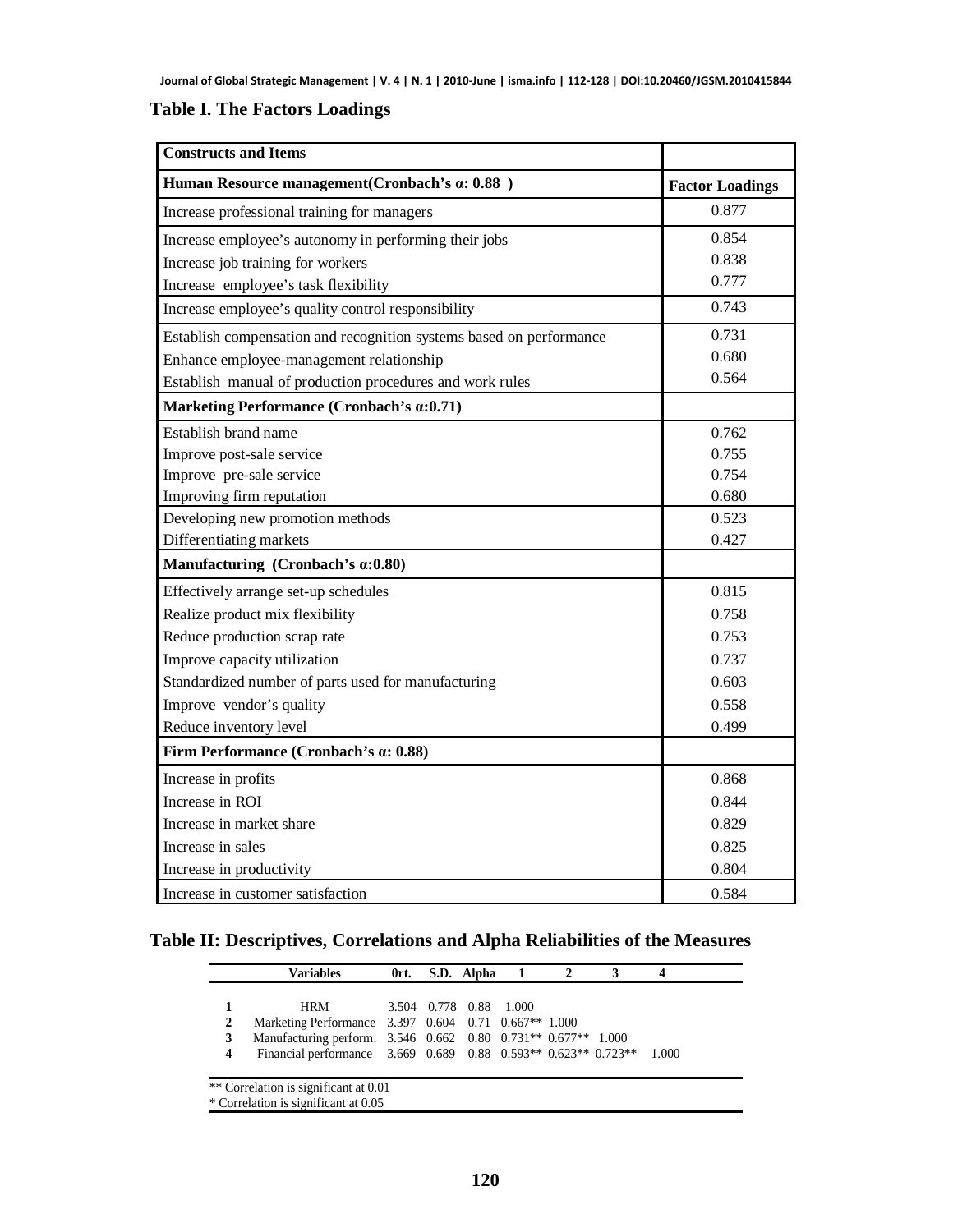## Table I. The Factors Loadings

| Constructs and Items | |
|---|---|
| **Human Resource management(Cronbach's α: 0.88 )** | **Factor Loadings** |
| Increase professional training for managers | 0.877 |
| Increase employee's autonomy in performing their jobs | 0.854 |
| Increase job training for workers | 0.838 |
| Increase employee's task flexibility | 0.777 |
| Increase employee's quality control responsibility | 0.743 |
| Establish compensation and recognition systems based on performance | 0.731 |
| Enhance employee-management relationship | 0.680 |
| Establish manual of production procedures and work rules | 0.564 |
| **Marketing Performance (Cronbach's α:0.71)** | |
| Establish brand name | 0.762 |
| Improve post-sale service | 0.755 |
| Improve pre-sale service | 0.754 |
| Improving firm reputation | 0.680 |
| Developing new promotion methods | 0.523 |
| Differentiating markets | 0.427 |
| **Manufacturing (Cronbach's α:0.80)** | |
| Effectively arrange set-up schedules | 0.815 |
| Realize product mix flexibility | 0.758 |
| Reduce production scrap rate | 0.753 |
| Improve capacity utilization | 0.737 |
| Standardized number of parts used for manufacturing | 0.603 |
| Improve vendor's quality | 0.558 |
| Reduce inventory level | 0.499 |
| **Firm Performance (Cronbach's α: 0.88)** | |
| Increase in profits | 0.868 |
| Increase in ROI | 0.844 |
| Increase in market share | 0.829 |
| Increase in sales | 0.825 |
| Increase in productivity | 0.804 |
| Increase in customer satisfaction | 0.584 |

## Table II: Descriptives, Correlations and Alpha Reliabilities of the Measures

| | Variables | 0rt. | S.D. | Alpha | 1 | 2 | 3 | 4 |
|---|---|---|---|---|---|---|---|---|
| 1 | HRM | 3.504 | 0.778 | 0.88 | 1.000 | | | |
| 2 | Marketing Performance | 3.397 | 0.604 | 0.71 | 0.667** | 1.000 | | |
| 3 | Manufacturing perform. | 3.546 | 0.662 | 0.80 | 0.731** | 0.677** | 1.000 | |
| 4 | Financial performance | 3.669 | 0.689 | 0.88 | 0.593** | 0.623** | 0.723** | 1.000 |

** Correlation is significant at 0.01
* Correlation is significant at 0.05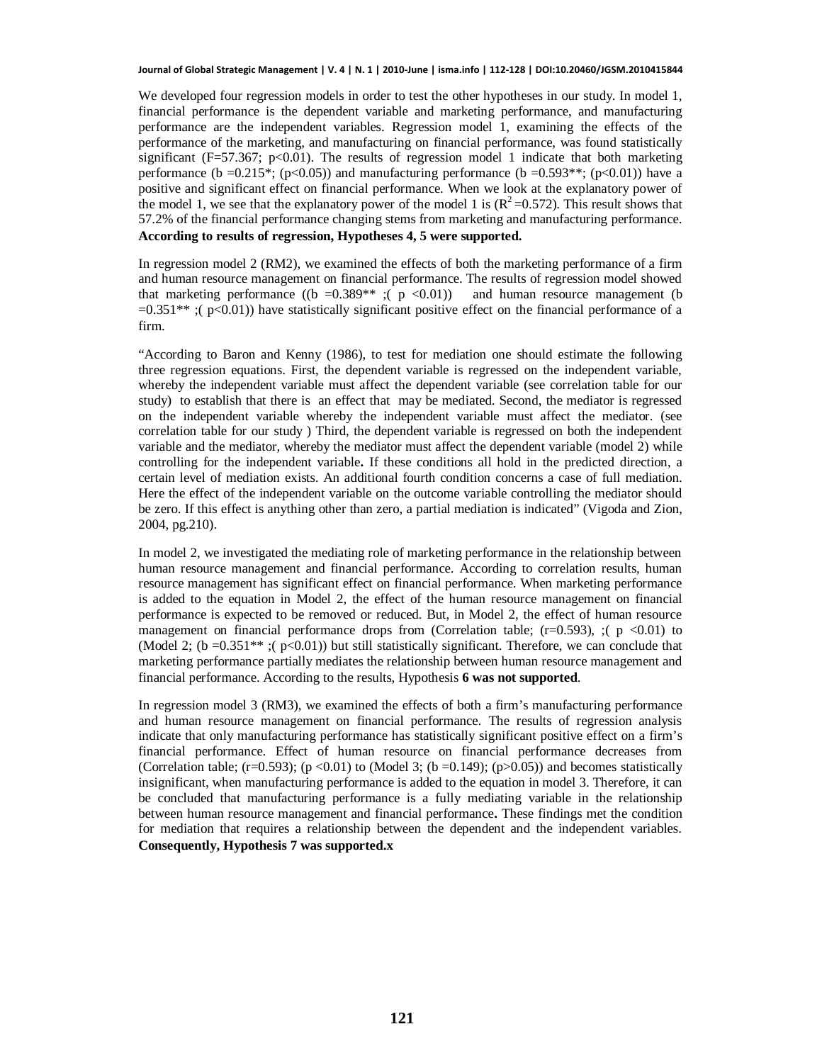We developed four regression models in order to test the other hypotheses in our study. In model 1, financial performance is the dependent variable and marketing performance, and manufacturing performance are the independent variables. Regression model 1, examining the effects of the performance of the marketing, and manufacturing on financial performance, was found statistically significant ($F=57.367$; $p<0.01$). The results of regression model 1 indicate that both marketing performance ($b=0.215$*; ($p<0.05$)) and manufacturing performance ($b=0.593$**; ($p<0.01$)) have a positive and significant effect on financial performance. When we look at the explanatory power of the model 1, we see that the explanatory power of the model 1 is ($R^2=0.572$). This result shows that 57.2% of the financial performance changing stems from marketing and manufacturing performance. **According to results of regression, Hypotheses 4, 5 were supported.**

In regression model 2 (RM2), we examined the effects of both the marketing performance of a firm and human resource management on financial performance. The results of regression model showed that marketing performance (($b=0.389$** ;( $p<0.01$)) and human resource management ($b=0.351$** ;( $p<0.01$)) have statistically significant positive effect on the financial performance of a firm.

"According to Baron and Kenny (1986), to test for mediation one should estimate the following three regression equations. First, the dependent variable is regressed on the independent variable, whereby the independent variable must affect the dependent variable (see correlation table for our study) to establish that there is an effect that may be mediated. Second, the mediator is regressed on the independent variable whereby the independent variable must affect the mediator. (see correlation table for our study ) Third, the dependent variable is regressed on both the independent variable and the mediator, whereby the mediator must affect the dependent variable (model 2) while controlling for the independent variable**.** If these conditions all hold in the predicted direction, a certain level of mediation exists. An additional fourth condition concerns a case of full mediation. Here the effect of the independent variable on the outcome variable controlling the mediator should be zero. If this effect is anything other than zero, a partial mediation is indicated" (Vigoda and Zion, 2004, pg.210).

In model 2, we investigated the mediating role of marketing performance in the relationship between human resource management and financial performance. According to correlation results, human resource management has significant effect on financial performance. When marketing performance is added to the equation in Model 2, the effect of the human resource management on financial performance is expected to be removed or reduced. But, in Model 2, the effect of human resource management on financial performance drops from (Correlation table; ($r=0.593$), ;( $p<0.01$) to (Model 2; ($b=0.351$** ;( $p<0.01$)) but still statistically significant. Therefore, we can conclude that marketing performance partially mediates the relationship between human resource management and financial performance. According to the results, Hypothesis **6 was not supported**.

In regression model 3 (RM3), we examined the effects of both a firm's manufacturing performance and human resource management on financial performance. The results of regression analysis indicate that only manufacturing performance has statistically significant positive effect on a firm's financial performance. Effect of human resource on financial performance decreases from (Correlation table; ($r=0.593$); ($p<0.01$) to (Model 3; ($b=0.149$); ($p>0.05$)) and becomes statistically insignificant, when manufacturing performance is added to the equation in model 3. Therefore, it can be concluded that manufacturing performance is a fully mediating variable in the relationship between human resource management and financial performance**.** These findings met the condition for mediation that requires a relationship between the dependent and the independent variables. **Consequently, Hypothesis 7 was supported.x**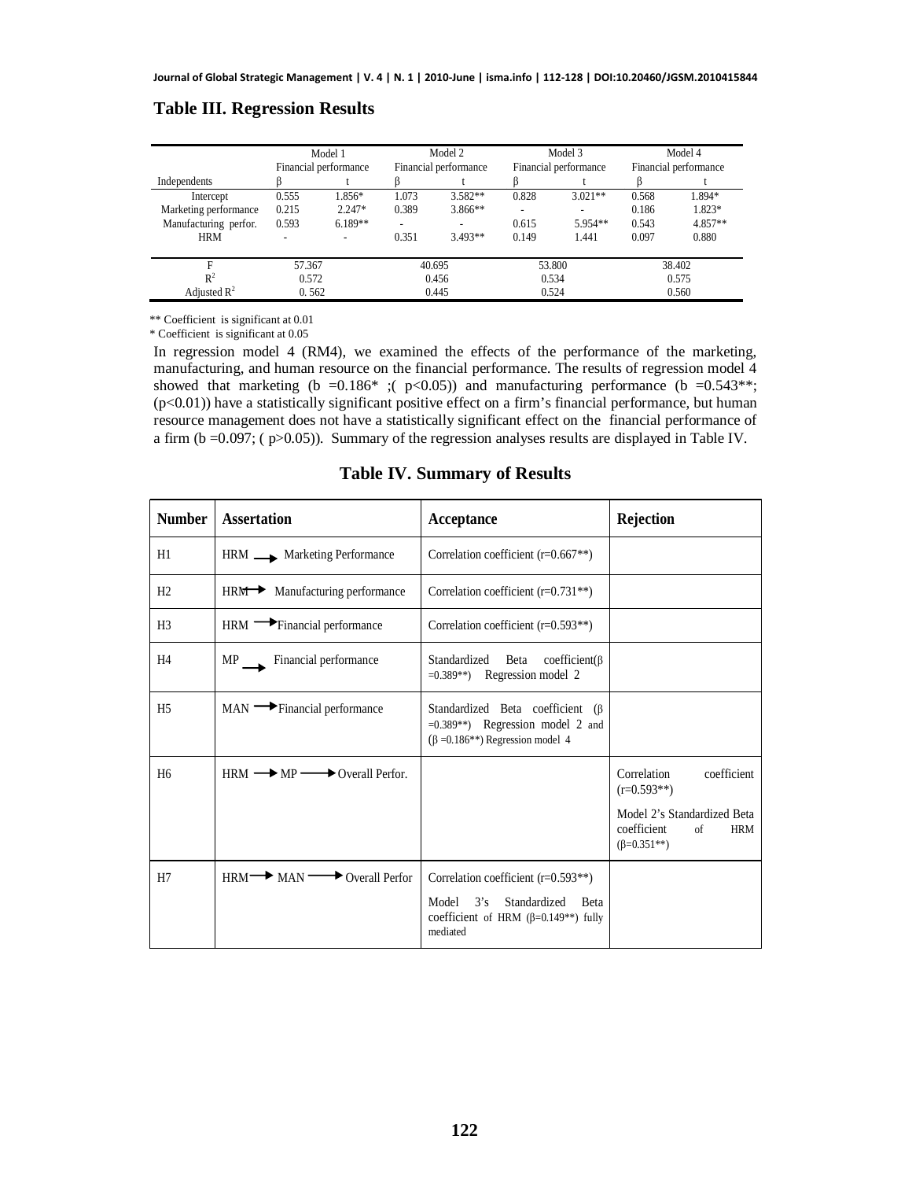**Table III. Regression Results**

| | Model 1 Financial performance | | Model 2 Financial performance | | Model 3 Financial performance | | Model 4 Financial performance | |
|---|---|---|---|---|---|---|---|---|
| Independents | β | t | β | t | β | t | β | t |
| Intercept | 0.555 | 1.856* | 1.073 | 3.582** | 0.828 | 3.021** | 0.568 | 1.894* |
| Marketing performance | 0.215 | 2.247* | 0.389 | 3.866** | - | - | 0.186 | 1.823* |
| Manufacturing perfor. | 0.593 | 6.189** | - | - | 0.615 | 5.954** | 0.543 | 4.857** |
| HRM | - | - | 0.351 | 3.493** | 0.149 | 1.441 | 0.097 | 0.880 |
| F | 57.367 | | 40.695 | | 53.800 | | 38.402 | |
| $R^2$ | 0.572 | | 0.456 | | 0.534 | | 0.575 | |
| Adjusted $R^2$ | 0. 562 | | 0.445 | | 0.524 | | 0.560 | |

** Coefficient is significant at 0.01
* Coefficient is significant at 0.05

In regression model 4 (RM4), we examined the effects of the performance of the marketing, manufacturing, and human resource on the financial performance. The results of regression model 4 showed that marketing (b =0.186* ;( $p<0.05$)) and manufacturing performance (b =0.543**; ($p<0.01$)) have a statistically significant positive effect on a firm's financial performance, but human resource management does not have a statistically significant effect on the financial performance of a firm (b =0.097; ( $p>0.05$)). Summary of the regression analyses results are displayed in Table IV.

**Table IV. Summary of Results**

| Number | Assertation | Acceptance | Rejection |
|---|---|---|---|
| H1 | HRM → Marketing Performance | Correlation coefficient (r=0.667**) | |
| H2 | HRM → Manufacturing performance | Correlation coefficient (r=0.731**) | |
| H3 | HRM → Financial performance | Correlation coefficient (r=0.593**) | |
| H4 | MP → Financial performance | Standardized Beta coefficient(β =0.389**) Regression model 2 | |
| H5 | MAN → Financial performance | Standardized Beta coefficient (β =0.389**) Regression model 2 and (β =0.186**) Regression model 4 | |
| H6 | HRM → MP → Overall Perfor. | | Correlation coefficient (r=0.593**) Model 2's Standardized Beta coefficient of HRM (β=0.351**) |
| H7 | HRM → MAN → Overall Perfor | Correlation coefficient (r=0.593**) Model 3's Standardized Beta coefficient of HRM (β=0.149**) fully mediated | |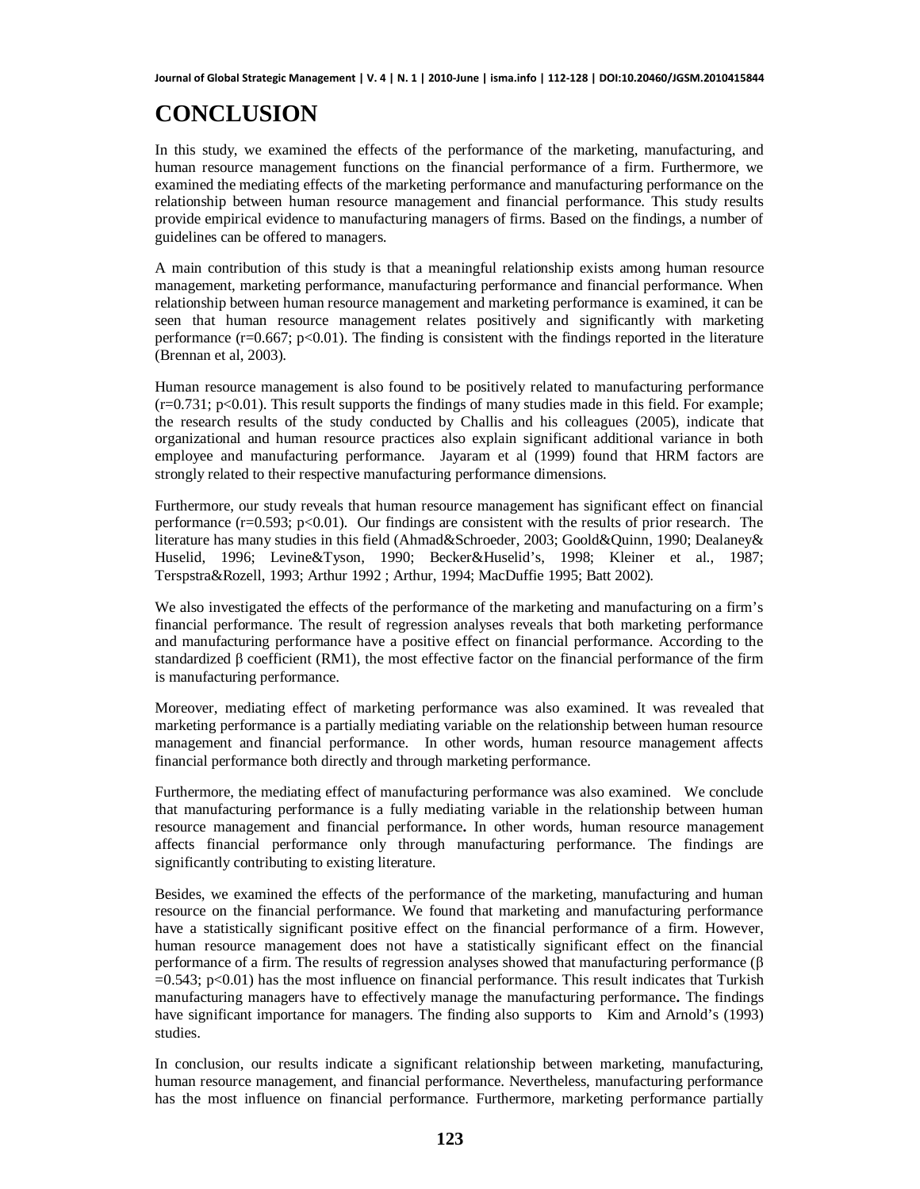# CONCLUSION

In this study, we examined the effects of the performance of the marketing, manufacturing, and human resource management functions on the financial performance of a firm. Furthermore, we examined the mediating effects of the marketing performance and manufacturing performance on the relationship between human resource management and financial performance. This study results provide empirical evidence to manufacturing managers of firms. Based on the findings, a number of guidelines can be offered to managers.

A main contribution of this study is that a meaningful relationship exists among human resource management, marketing performance, manufacturing performance and financial performance. When relationship between human resource management and marketing performance is examined, it can be seen that human resource management relates positively and significantly with marketing performance ($r=0.667$; $p<0.01$). The finding is consistent with the findings reported in the literature (Brennan et al, 2003).

Human resource management is also found to be positively related to manufacturing performance ($r=0.731$; $p<0.01$). This result supports the findings of many studies made in this field. For example; the research results of the study conducted by Challis and his colleagues (2005), indicate that organizational and human resource practices also explain significant additional variance in both employee and manufacturing performance. Jayaram et al (1999) found that HRM factors are strongly related to their respective manufacturing performance dimensions.

Furthermore, our study reveals that human resource management has significant effect on financial performance ($r=0.593$; $p<0.01$). Our findings are consistent with the results of prior research. The literature has many studies in this field (Ahmad&Schroeder, 2003; Goold&Quinn, 1990; Dealaney& Huselid, 1996; Levine&Tyson, 1990; Becker&Huselid's, 1998; Kleiner et al., 1987; Terspstra&Rozell, 1993; Arthur 1992 ; Arthur, 1994; MacDuffie 1995; Batt 2002).

We also investigated the effects of the performance of the marketing and manufacturing on a firm's financial performance. The result of regression analyses reveals that both marketing performance and manufacturing performance have a positive effect on financial performance. According to the standardized $\beta$ coefficient (RM1), the most effective factor on the financial performance of the firm is manufacturing performance.

Moreover, mediating effect of marketing performance was also examined. It was revealed that marketing performance is a partially mediating variable on the relationship between human resource management and financial performance. In other words, human resource management affects financial performance both directly and through marketing performance.

Furthermore, the mediating effect of manufacturing performance was also examined. We conclude that manufacturing performance is a fully mediating variable in the relationship between human resource management and financial performance**.** In other words, human resource management affects financial performance only through manufacturing performance. The findings are significantly contributing to existing literature.

Besides, we examined the effects of the performance of the marketing, manufacturing and human resource on the financial performance. We found that marketing and manufacturing performance have a statistically significant positive effect on the financial performance of a firm. However, human resource management does not have a statistically significant effect on the financial performance of a firm. The results of regression analyses showed that manufacturing performance ($\beta=0.543$; $p<0.01$) has the most influence on financial performance. This result indicates that Turkish manufacturing managers have to effectively manage the manufacturing performance**.** The findings have significant importance for managers. The finding also supports to Kim and Arnold's (1993) studies.

In conclusion, our results indicate a significant relationship between marketing, manufacturing, human resource management, and financial performance. Nevertheless, manufacturing performance has the most influence on financial performance. Furthermore, marketing performance partially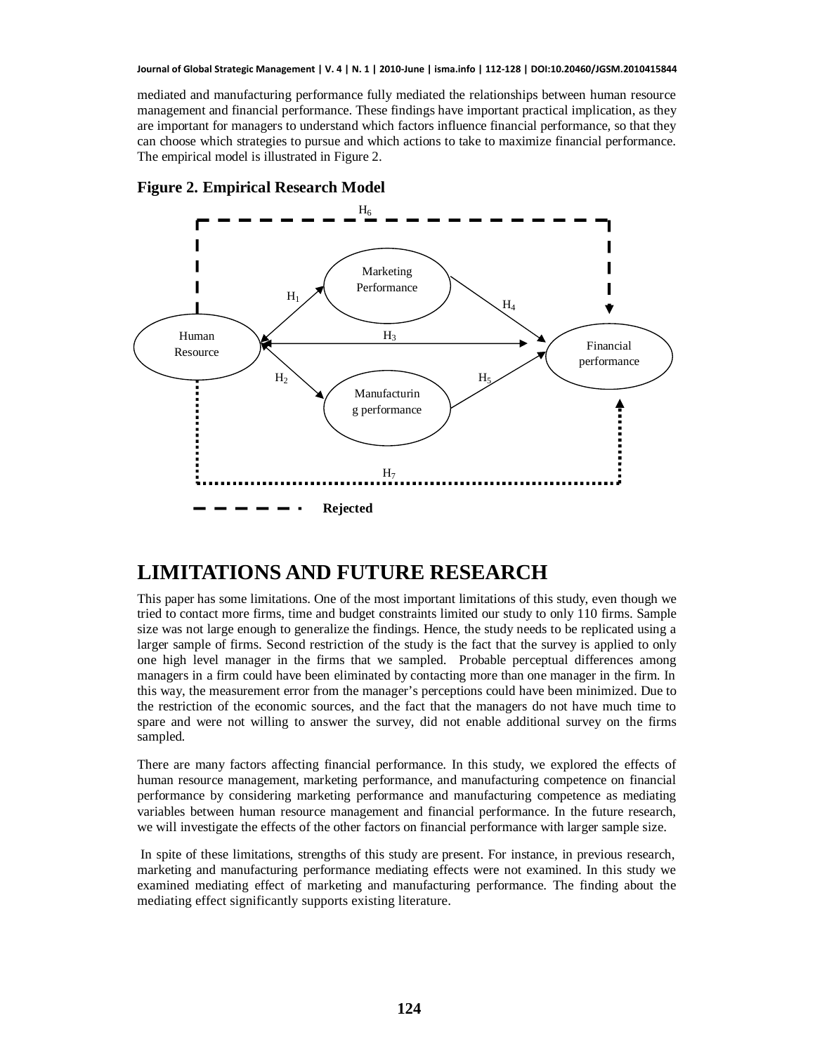mediated and manufacturing performance fully mediated the relationships between human resource management and financial performance. These findings have important practical implication, as they are important for managers to understand which factors influence financial performance, so that they can choose which strategies to pursue and which actions to take to maximize financial performance. The empirical model is illustrated in Figure 2.

**Figure 2. Empirical Research Model**

$H_6$

Marketing Performance

$H_1$ $H_4$

Human Resource $H_3$ Financial performance

$H_2$ $H_5$

Manufacturing performance

$H_7$

Rejected

# LIMITATIONS AND FUTURE RESEARCH

This paper has some limitations. One of the most important limitations of this study, even though we tried to contact more firms, time and budget constraints limited our study to only 110 firms. Sample size was not large enough to generalize the findings. Hence, the study needs to be replicated using a larger sample of firms. Second restriction of the study is the fact that the survey is applied to only one high level manager in the firms that we sampled. Probable perceptual differences among managers in a firm could have been eliminated by contacting more than one manager in the firm. In this way, the measurement error from the manager's perceptions could have been minimized. Due to the restriction of the economic sources, and the fact that the managers do not have much time to spare and were not willing to answer the survey, did not enable additional survey on the firms sampled.

There are many factors affecting financial performance. In this study, we explored the effects of human resource management, marketing performance, and manufacturing competence on financial performance by considering marketing performance and manufacturing competence as mediating variables between human resource management and financial performance. In the future research, we will investigate the effects of the other factors on financial performance with larger sample size.

In spite of these limitations, strengths of this study are present. For instance, in previous research, marketing and manufacturing performance mediating effects were not examined. In this study we examined mediating effect of marketing and manufacturing performance. The finding about the mediating effect significantly supports existing literature.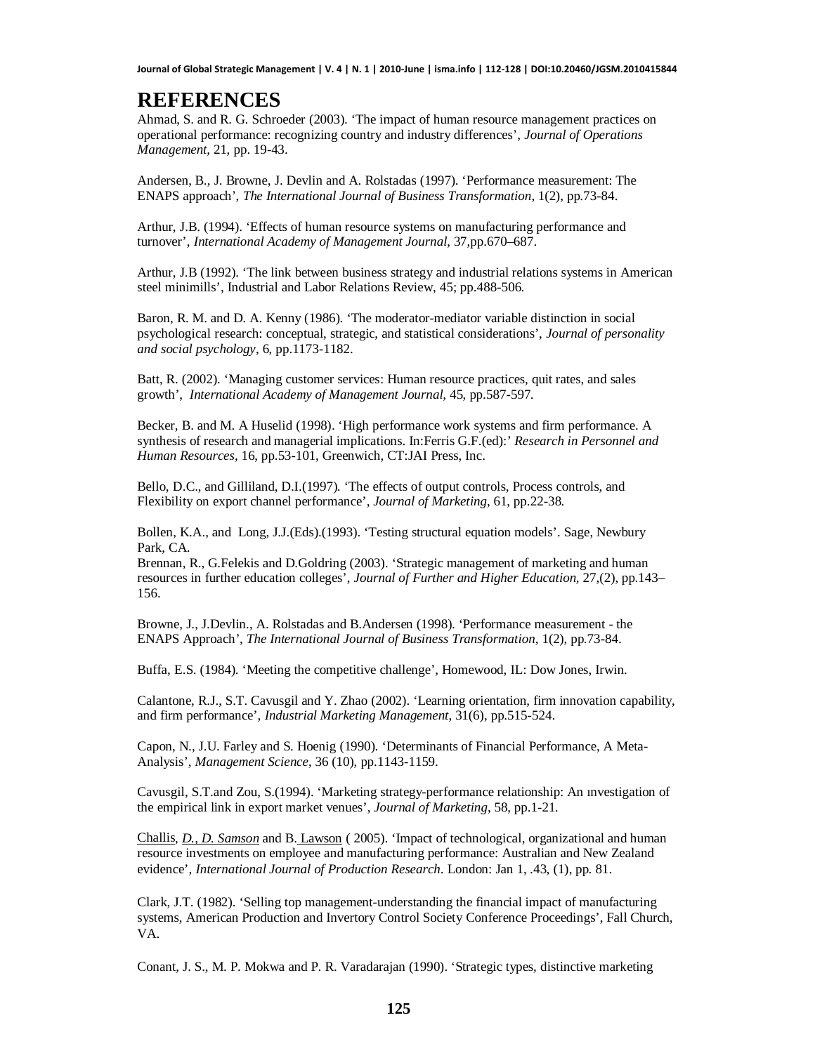# REFERENCES

Ahmad, S. and R. G. Schroeder (2003). 'The impact of human resource management practices on operational performance: recognizing country and industry differences', *Journal of Operations Management*, 21, pp. 19-43.

Andersen, B., J. Browne, J. Devlin and A. Rolstadas (1997). 'Performance measurement: The ENAPS approach', *The International Journal of Business Transformation*, 1(2), pp.73-84.

Arthur, J.B. (1994). 'Effects of human resource systems on manufacturing performance and turnover', *International Academy of Management Journal*, 37,pp.670–687.

Arthur, J.B (1992). 'The link between business strategy and industrial relations systems in American steel minimills', Industrial and Labor Relations Review, 45; pp.488-506.

Baron, R. M. and D. A. Kenny (1986). 'The moderator-mediator variable distinction in social psychological research: conceptual, strategic, and statistical considerations', *Journal of personality and social psychology*, 6, pp.1173-1182.

Batt, R. (2002). 'Managing customer services: Human resource practices, quit rates, and sales growth', *International Academy of Management Journal,* 45, pp.587-597.

Becker, B. and M. A Huselid (1998). 'High performance work systems and firm performance. A synthesis of research and managerial implications. In:Ferris G.F.(ed):' *Research in Personnel and Human Resources*, 16, pp.53-101, Greenwich, CT:JAI Press, Inc.

Bello, D.C., and Gilliland, D.I.(1997). 'The effects of output controls, Process controls, and Flexibility on export channel performance', *Journal of Marketing*, 61, pp.22-38.

Bollen, K.A., and Long, J.J.(Eds).(1993). 'Testing structural equation models'. Sage, Newbury Park, CA.

Brennan, R., G.Felekis and D.Goldring (2003). 'Strategic management of marketing and human resources in further education colleges', *Journal of Further and Higher Education*, 27,(2), pp.143–156.

Browne, J., J.Devlin., A. Rolstadas and B.Andersen (1998). 'Performance measurement - the ENAPS Approach', *The International Journal of Business Transformation*, 1(2), pp.73-84.

Buffa, E.S. (1984). 'Meeting the competitive challenge', Homewood, IL: Dow Jones, Irwin.

Calantone, R.J., S.T. Cavusgil and Y. Zhao (2002). 'Learning orientation, firm innovation capability, and firm performance', *Industrial Marketing Management*, 31(6), pp.515-524.

Capon, N., J.U. Farley and S. Hoenig (1990). 'Determinants of Financial Performance, A Meta-Analysis', *Management Science*, 36 (10), pp.1143-1159.

Cavusgil, S.T.and Zou, S.(1994). 'Marketing strategy-performance relationship: An ınvestigation of the empirical link in export market venues', *Journal of Marketing*, 58, pp.1-21.

Challis, *D., D. Samson* and B. Lawson ( 2005). 'Impact of technological, organizational and human resource investments on employee and manufacturing performance: Australian and New Zealand evidence', *International Journal of Production Research*. London: Jan 1, .43, (1), pp. 81.

Clark, J.T. (1982). 'Selling top management-understanding the financial impact of manufacturing systems, American Production and Invertory Control Society Conference Proceedings', Fall Church, VA.

Conant, J. S., M. P. Mokwa and P. R. Varadarajan (1990). 'Strategic types, distinctive marketing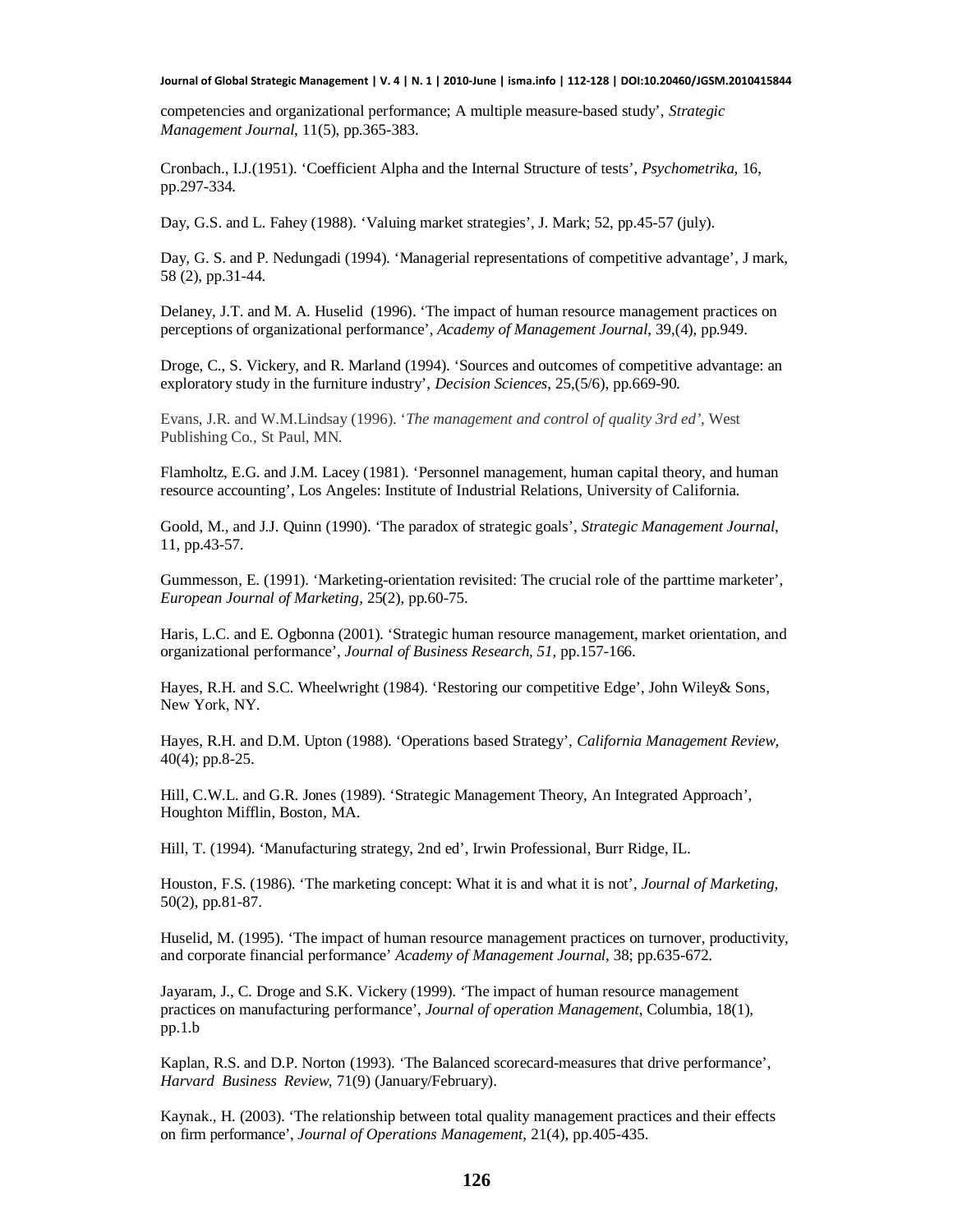competencies and organizational performance; A multiple measure-based study', *Strategic Management Journal*, 11(5), pp.365-383.

Cronbach., I.J.(1951). 'Coefficient Alpha and the Internal Structure of tests', *Psychometrika*, 16, pp.297-334.

Day, G.S. and L. Fahey (1988). 'Valuing market strategies', J. Mark; 52, pp.45-57 (july).

Day, G. S. and P. Nedungadi (1994). 'Managerial representations of competitive advantage', J mark, 58 (2), pp.31-44.

Delaney, J.T. and M. A. Huselid (1996). 'The impact of human resource management practices on perceptions of organizational performance', *Academy of Management Journal*, 39,(4), pp.949.

Droge, C., S. Vickery, and R. Marland (1994). 'Sources and outcomes of competitive advantage: an exploratory study in the furniture industry', *Decision Sciences*, 25,(5/6), pp.669-90.

Evans, J.R. and W.M.Lindsay (1996). '*The management and control of quality 3rd ed'*, West Publishing Co., St Paul, MN.

Flamholtz, E.G. and J.M. Lacey (1981). 'Personnel management, human capital theory, and human resource accounting', Los Angeles: Institute of Industrial Relations, University of California.

Goold, M., and J.J. Quinn (1990). 'The paradox of strategic goals', *Strategic Management Journal*, 11, pp.43-57.

Gummesson, E. (1991). 'Marketing-orientation revisited: The crucial role of the parttime marketer', *European Journal of Marketing*, 25(2), pp.60-75.

Haris, L.C. and E. Ogbonna (2001). 'Strategic human resource management, market orientation, and organizational performance', *Journal of Business Research, 51,* pp.157-166.

Hayes, R.H. and S.C. Wheelwright (1984). 'Restoring our competitive Edge', John Wiley& Sons, New York, NY.

Hayes, R.H. and D.M. Upton (1988). 'Operations based Strategy', *California Management Review,* 40(4); pp.8-25.

Hill, C.W.L. and G.R. Jones (1989). 'Strategic Management Theory, An Integrated Approach', Houghton Mifflin, Boston, MA.

Hill, T. (1994). 'Manufacturing strategy, 2nd ed', Irwin Professional, Burr Ridge, IL.

Houston, F.S. (1986). 'The marketing concept: What it is and what it is not', *Journal of Marketing,* 50(2), pp.81-87.

Huselid, M. (1995). 'The impact of human resource management practices on turnover, productivity, and corporate financial performance' *Academy of Management Journal*, 38; pp.635-672.

Jayaram, J., C. Droge and S.K. Vickery (1999). 'The impact of human resource management practices on manufacturing performance', *Journal of operation Management*, Columbia, 18(1), pp.1.b

Kaplan, R.S. and D.P. Norton (1993). 'The Balanced scorecard-measures that drive performance', *Harvard Business Review*, 71(9) (January/February).

Kaynak., H. (2003). 'The relationship between total quality management practices and their effects on firm performance', *Journal of Operations Management,* 21(4), pp.405-435.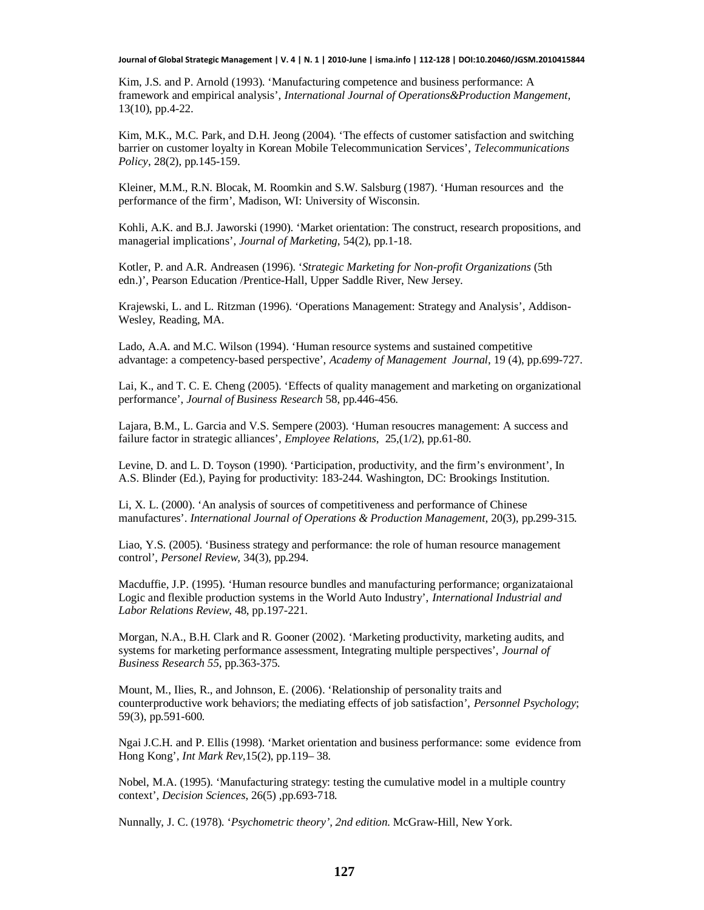Kim, J.S. and P. Arnold (1993). 'Manufacturing competence and business performance: A framework and empirical analysis', *International Journal of Operations&Production Mangement*, 13(10), pp.4-22.

Kim, M.K., M.C. Park, and D.H. Jeong (2004). 'The effects of customer satisfaction and switching barrier on customer loyalty in Korean Mobile Telecommunication Services', *Telecommunications Policy*, 28(2), pp.145-159.

Kleiner, M.M., R.N. Blocak, M. Roomkin and S.W. Salsburg (1987). 'Human resources and the performance of the firm', Madison, WI: University of Wisconsin.

Kohli, A.K. and B.J. Jaworski (1990). 'Market orientation: The construct, research propositions, and managerial implications', *Journal of Marketing*, 54(2), pp.1-18.

Kotler, P. and A.R. Andreasen (1996). '*Strategic Marketing for Non-profit Organizations* (5th edn.)', Pearson Education /Prentice-Hall, Upper Saddle River, New Jersey.

Krajewski, L. and L. Ritzman (1996). 'Operations Management: Strategy and Analysis', Addison-Wesley, Reading, MA.

Lado, A.A. and M.C. Wilson (1994). 'Human resource systems and sustained competitive advantage: a competency-based perspective', *Academy of Management Journal*, 19 (4), pp.699-727.

Lai, K., and T. C. E. Cheng (2005). 'Effects of quality management and marketing on organizational performance', *Journal of Business Research* 58, pp.446-456.

Lajara, B.M., L. Garcia and V.S. Sempere (2003). 'Human resoucres management: A success and failure factor in strategic alliances', *Employee Relations*, 25,(1/2), pp.61-80.

Levine, D. and L. D. Toyson (1990). 'Participation, productivity, and the firm's environment', In A.S. Blinder (Ed.), Paying for productivity: 183-244. Washington, DC: Brookings Institution.

Li, X. L. (2000). 'An analysis of sources of competitiveness and performance of Chinese manufactures'. *International Journal of Operations & Production Management*, 20(3), pp.299-315.

Liao, Y.S. (2005). 'Business strategy and performance: the role of human resource management control', *Personel Review*, 34(3), pp.294.

Macduffie, J.P. (1995). 'Human resource bundles and manufacturing performance; organizataional Logic and flexible production systems in the World Auto Industry', *International Industrial and Labor Relations Review*, 48, pp.197-221.

Morgan, N.A., B.H. Clark and R. Gooner (2002). 'Marketing productivity, marketing audits, and systems for marketing performance assessment, Integrating multiple perspectives', *Journal of Business Research 55*, pp.363-375.

Mount, M., Ilies, R., and Johnson, E. (2006). 'Relationship of personality traits and counterproductive work behaviors; the mediating effects of job satisfaction', *Personnel Psychology*; 59(3), pp.591-600.

Ngai J.C.H. and P. Ellis (1998). 'Market orientation and business performance: some evidence from Hong Kong', *Int Mark Rev*,15(2), pp.119– 38.

Nobel, M.A. (1995). 'Manufacturing strategy: testing the cumulative model in a multiple country context', *Decision Sciences*, 26(5) ,pp.693-718.

Nunnally, J. C. (1978). '*Psychometric theory', 2nd edition*. McGraw-Hill, New York.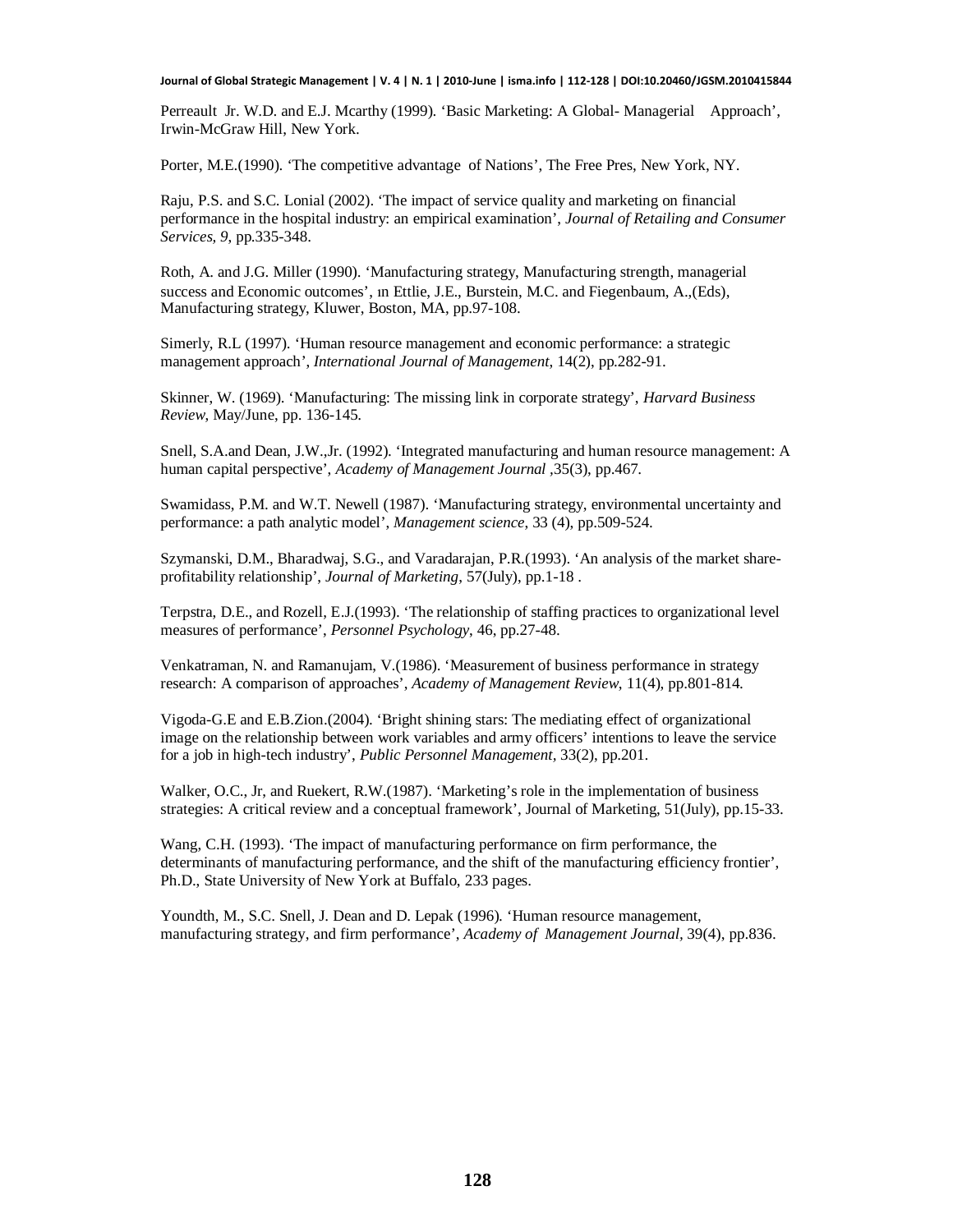Perreault Jr. W.D. and E.J. Mcarthy (1999). 'Basic Marketing: A Global- Managerial Approach', Irwin-McGraw Hill, New York.

Porter, M.E.(1990). 'The competitive advantage of Nations', The Free Pres, New York, NY.

Raju, P.S. and S.C. Lonial (2002). 'The impact of service quality and marketing on financial performance in the hospital industry: an empirical examination', *Journal of Retailing and Consumer Services, 9,* pp.335-348.

Roth, A. and J.G. Miller (1990). 'Manufacturing strategy, Manufacturing strength, managerial success and Economic outcomes', ın Ettlie, J.E., Burstein, M.C. and Fiegenbaum, A.,(Eds), Manufacturing strategy, Kluwer, Boston, MA, pp.97-108.

Simerly, R.L (1997). 'Human resource management and economic performance: a strategic management approach', *International Journal of Management*, 14(2), pp.282-91.

Skinner, W. (1969). 'Manufacturing: The missing link in corporate strategy', *Harvard Business Review*, May/June, pp. 136-145.

Snell, S.A.and Dean, J.W.,Jr. (1992). 'Integrated manufacturing and human resource management: A human capital perspective', *Academy of Management Journal* ,35(3), pp.467.

Swamidass, P.M. and W.T. Newell (1987). 'Manufacturing strategy, environmental uncertainty and performance: a path analytic model', *Management science*, 33 (4), pp.509-524.

Szymanski, D.M., Bharadwaj, S.G., and Varadarajan, P.R.(1993). 'An analysis of the market share-profitability relationship', *Journal of Marketing*, 57(July), pp.1-18 .

Terpstra, D.E., and Rozell, E.J.(1993). 'The relationship of staffing practices to organizational level measures of performance', *Personnel Psychology*, 46, pp.27-48.

Venkatraman, N. and Ramanujam, V.(1986). 'Measurement of business performance in strategy research: A comparison of approaches', *Academy of Management Review*, 11(4), pp.801-814.

Vigoda-G.E and E.B.Zion.(2004). 'Bright shining stars: The mediating effect of organizational image on the relationship between work variables and army officers' intentions to leave the service for a job in high-tech industry', *Public Personnel Management*, 33(2), pp.201.

Walker, O.C., Jr, and Ruekert, R.W.(1987). 'Marketing's role in the implementation of business strategies: A critical review and a conceptual framework', Journal of Marketing, 51(July), pp.15-33.

Wang, C.H. (1993). 'The impact of manufacturing performance on firm performance, the determinants of manufacturing performance, and the shift of the manufacturing efficiency frontier', Ph.D., State University of New York at Buffalo, 233 pages.

Youndth, M., S.C. Snell, J. Dean and D. Lepak (1996). 'Human resource management, manufacturing strategy, and firm performance', *Academy of Management Journal*, 39(4), pp.836.